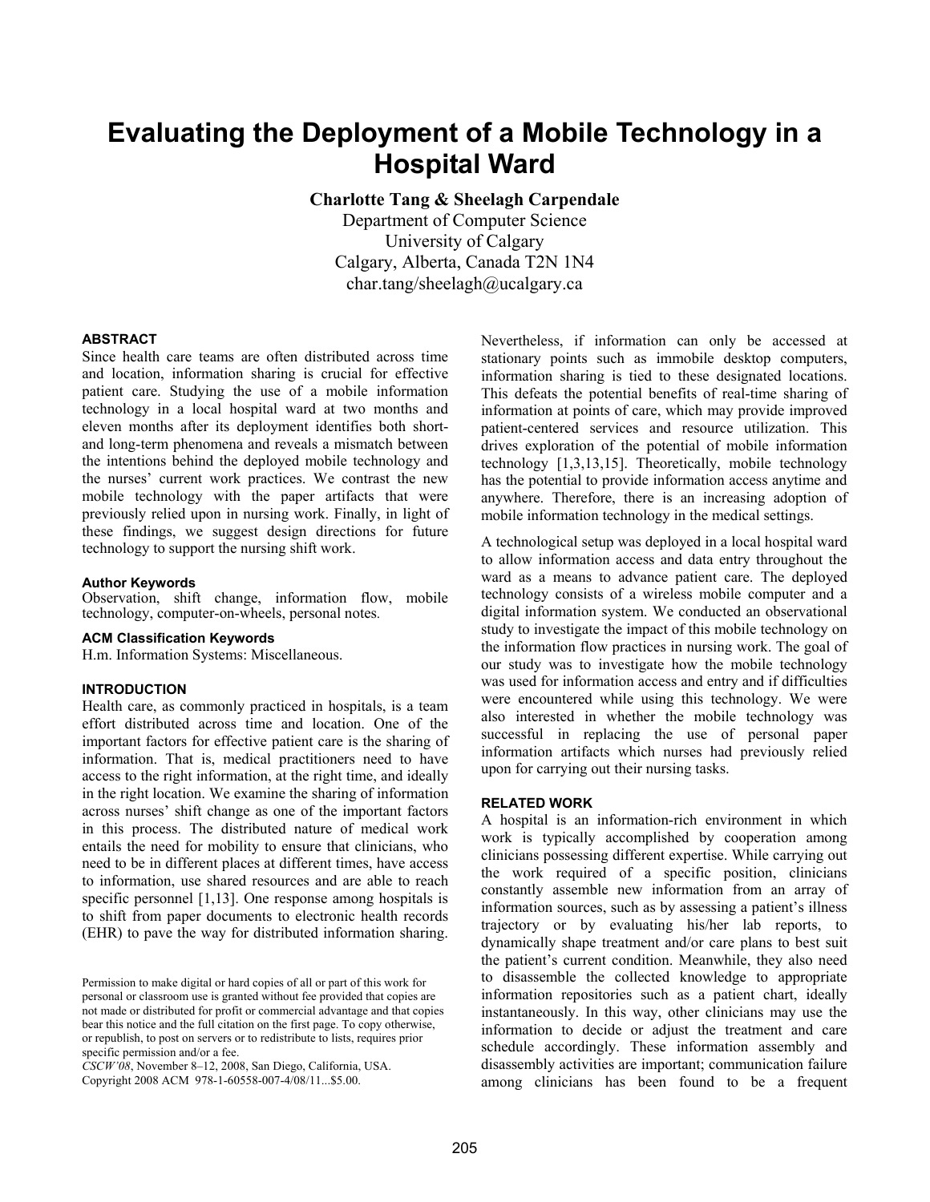# Evaluating the Deployment of a Mobile Technology in a Hospital Ward

**Charlotte Tang & Sheelagh Carpendale**

Department of Computer Science
University of Calgary
Calgary, Alberta, Canada T2N 1N4
char.tang/sheelagh@ucalgary.ca

## ABSTRACT

Since health care teams are often distributed across time and location, information sharing is crucial for effective patient care. Studying the use of a mobile information technology in a local hospital ward at two months and eleven months after its deployment identifies both short- and long-term phenomena and reveals a mismatch between the intentions behind the deployed mobile technology and the nurses' current work practices. We contrast the new mobile technology with the paper artifacts that were previously relied upon in nursing work. Finally, in light of these findings, we suggest design directions for future technology to support the nursing shift work.

### Author Keywords

Observation, shift change, information flow, mobile technology, computer-on-wheels, personal notes.

### ACM Classification Keywords

H.m. Information Systems: Miscellaneous.

## INTRODUCTION

Health care, as commonly practiced in hospitals, is a team effort distributed across time and location. One of the important factors for effective patient care is the sharing of information. That is, medical practitioners need to have access to the right information, at the right time, and ideally in the right location. We examine the sharing of information across nurses' shift change as one of the important factors in this process. The distributed nature of medical work entails the need for mobility to ensure that clinicians, who need to be in different places at different times, have access to information, use shared resources and are able to reach specific personnel [1,13]. One response among hospitals is to shift from paper documents to electronic health records (EHR) to pave the way for distributed information sharing. Nevertheless, if information can only be accessed at stationary points such as immobile desktop computers, information sharing is tied to these designated locations. This defeats the potential benefits of real-time sharing of information at points of care, which may provide improved patient-centered services and resource utilization. This drives exploration of the potential of mobile information technology [1,3,13,15]. Theoretically, mobile technology has the potential to provide information access anytime and anywhere. Therefore, there is an increasing adoption of mobile information technology in the medical settings.

A technological setup was deployed in a local hospital ward to allow information access and data entry throughout the ward as a means to advance patient care. The deployed technology consists of a wireless mobile computer and a digital information system. We conducted an observational study to investigate the impact of this mobile technology on the information flow practices in nursing work. The goal of our study was to investigate how the mobile technology was used for information access and entry and if difficulties were encountered while using this technology. We were also interested in whether the mobile technology was successful in replacing the use of personal paper information artifacts which nurses had previously relied upon for carrying out their nursing tasks.

## RELATED WORK

A hospital is an information-rich environment in which work is typically accomplished by cooperation among clinicians possessing different expertise. While carrying out the work required of a specific position, clinicians constantly assemble new information from an array of information sources, such as by assessing a patient's illness trajectory or by evaluating his/her lab reports, to dynamically shape treatment and/or care plans to best suit the patient's current condition. Meanwhile, they also need to disassemble the collected knowledge to appropriate information repositories such as a patient chart, ideally instantaneously. In this way, other clinicians may use the information to decide or adjust the treatment and care schedule accordingly. These information assembly and disassembly activities are important; communication failure among clinicians has been found to be a frequent

Permission to make digital or hard copies of all or part of this work for personal or classroom use is granted without fee provided that copies are not made or distributed for profit or commercial advantage and that copies bear this notice and the full citation on the first page. To copy otherwise, or republish, to post on servers or to redistribute to lists, requires prior specific permission and/or a fee.
*CSCW'08*, November 8–12, 2008, San Diego, California, USA.
Copyright 2008 ACM 978-1-60558-007-4/08/11...$5.00.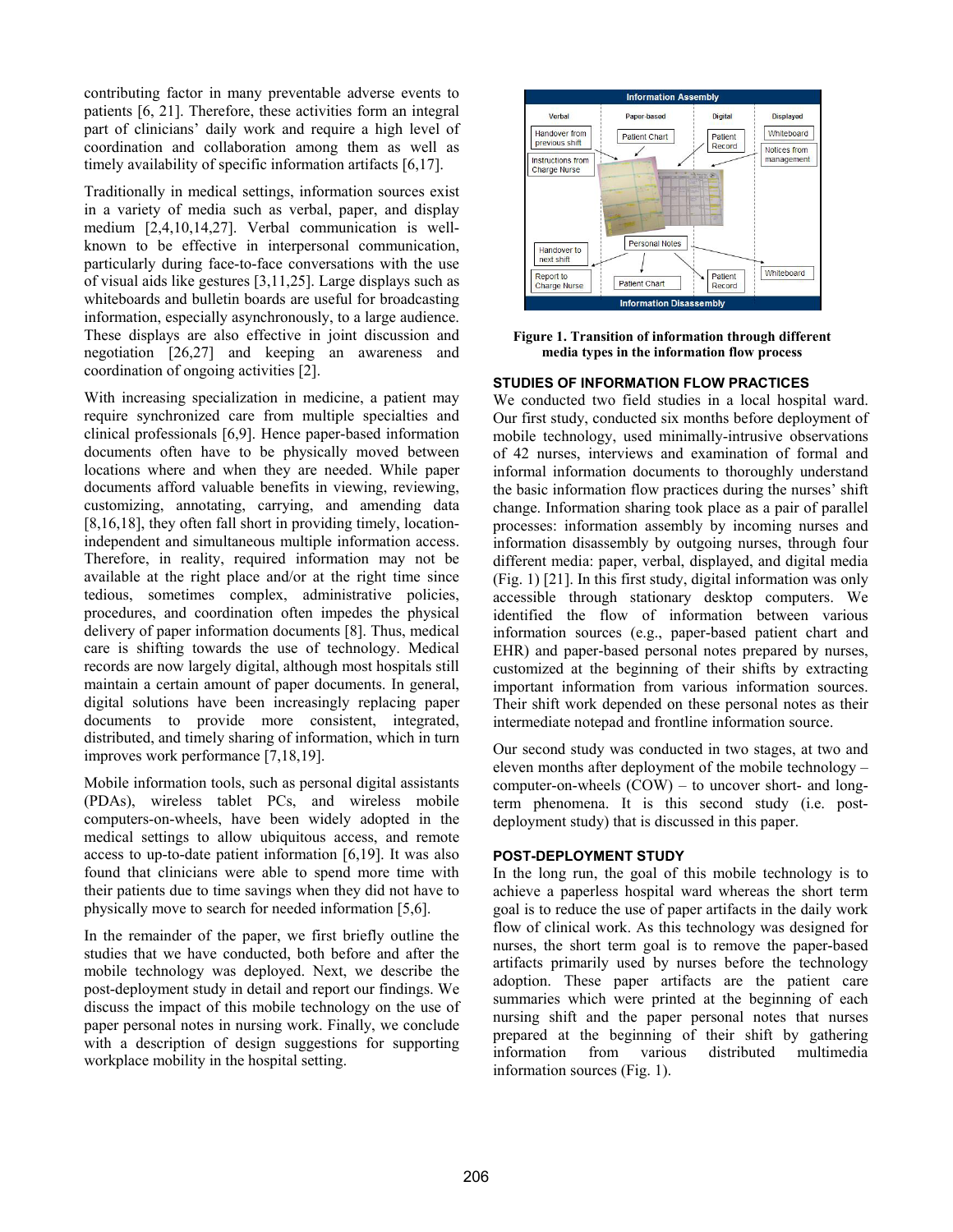contributing factor in many preventable adverse events to patients [6, 21]. Therefore, these activities form an integral part of clinicians' daily work and require a high level of coordination and collaboration among them as well as timely availability of specific information artifacts [6,17].

Traditionally in medical settings, information sources exist in a variety of media such as verbal, paper, and display medium [2,4,10,14,27]. Verbal communication is well-known to be effective in interpersonal communication, particularly during face-to-face conversations with the use of visual aids like gestures [3,11,25]. Large displays such as whiteboards and bulletin boards are useful for broadcasting information, especially asynchronously, to a large audience. These displays are also effective in joint discussion and negotiation [26,27] and keeping an awareness and coordination of ongoing activities [2].

With increasing specialization in medicine, a patient may require synchronized care from multiple specialties and clinical professionals [6,9]. Hence paper-based information documents often have to be physically moved between locations where and when they are needed. While paper documents afford valuable benefits in viewing, reviewing, customizing, annotating, carrying, and amending data [8,16,18], they often fall short in providing timely, location-independent and simultaneous multiple information access. Therefore, in reality, required information may not be available at the right place and/or at the right time since tedious, sometimes complex, administrative policies, procedures, and coordination often impedes the physical delivery of paper information documents [8]. Thus, medical care is shifting towards the use of technology. Medical records are now largely digital, although most hospitals still maintain a certain amount of paper documents. In general, digital solutions have been increasingly replacing paper documents to provide more consistent, integrated, distributed, and timely sharing of information, which in turn improves work performance [7,18,19].

Mobile information tools, such as personal digital assistants (PDAs), wireless tablet PCs, and wireless mobile computers-on-wheels, have been widely adopted in the medical settings to allow ubiquitous access, and remote access to up-to-date patient information [6,19]. It was also found that clinicians were able to spend more time with their patients due to time savings when they did not have to physically move to search for needed information [5,6].

In the remainder of the paper, we first briefly outline the studies that we have conducted, both before and after the mobile technology was deployed. Next, we describe the post-deployment study in detail and report our findings. We discuss the impact of this mobile technology on the use of paper personal notes in nursing work. Finally, we conclude with a description of design suggestions for supporting workplace mobility in the hospital setting.

**Figure 1. Transition of information through different media types in the information flow process**

## STUDIES OF INFORMATION FLOW PRACTICES

We conducted two field studies in a local hospital ward. Our first study, conducted six months before deployment of mobile technology, used minimally-intrusive observations of 42 nurses, interviews and examination of formal and informal information documents to thoroughly understand the basic information flow practices during the nurses' shift change. Information sharing took place as a pair of parallel processes: information assembly by incoming nurses and information disassembly by outgoing nurses, through four different media: paper, verbal, displayed, and digital media (Fig. 1) [21]. In this first study, digital information was only accessible through stationary desktop computers. We identified the flow of information between various information sources (e.g., paper-based patient chart and EHR) and paper-based personal notes prepared by nurses, customized at the beginning of their shifts by extracting important information from various information sources. Their shift work depended on these personal notes as their intermediate notepad and frontline information source.

Our second study was conducted in two stages, at two and eleven months after deployment of the mobile technology – computer-on-wheels (COW) – to uncover short- and long-term phenomena. It is this second study (i.e. post-deployment study) that is discussed in this paper.

## POST-DEPLOYMENT STUDY

In the long run, the goal of this mobile technology is to achieve a paperless hospital ward whereas the short term goal is to reduce the use of paper artifacts in the daily work flow of clinical work. As this technology was designed for nurses, the short term goal is to remove the paper-based artifacts primarily used by nurses before the technology adoption. These paper artifacts are the patient care summaries which were printed at the beginning of each nursing shift and the paper personal notes that nurses prepared at the beginning of their shift by gathering information from various distributed multimedia information sources (Fig. 1).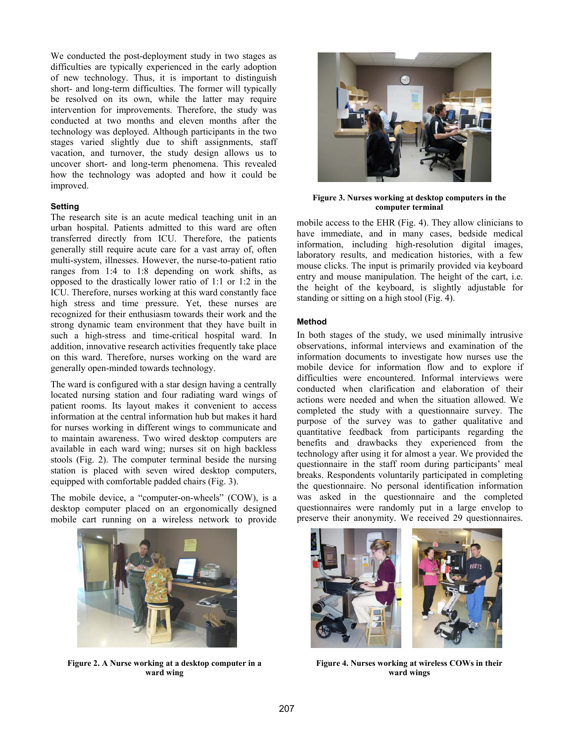We conducted the post-deployment study in two stages as difficulties are typically experienced in the early adoption of new technology. Thus, it is important to distinguish short- and long-term difficulties. The former will typically be resolved on its own, while the latter may require intervention for improvements. Therefore, the study was conducted at two months and eleven months after the technology was deployed. Although participants in the two stages varied slightly due to shift assignments, staff vacation, and turnover, the study design allows us to uncover short- and long-term phenomena. This revealed how the technology was adopted and how it could be improved.

### Setting

The research site is an acute medical teaching unit in an urban hospital. Patients admitted to this ward are often transferred directly from ICU. Therefore, the patients generally still require acute care for a vast array of, often multi-system, illnesses. However, the nurse-to-patient ratio ranges from 1:4 to 1:8 depending on work shifts, as opposed to the drastically lower ratio of 1:1 or 1:2 in the ICU. Therefore, nurses working at this ward constantly face high stress and time pressure. Yet, these nurses are recognized for their enthusiasm towards their work and the strong dynamic team environment that they have built in such a high-stress and time-critical hospital ward. In addition, innovative research activities frequently take place on this ward. Therefore, nurses working on the ward are generally open-minded towards technology.

The ward is configured with a star design having a centrally located nursing station and four radiating ward wings of patient rooms. Its layout makes it convenient to access information at the central information hub but makes it hard for nurses working in different wings to communicate and to maintain awareness. Two wired desktop computers are available in each ward wing; nurses sit on high backless stools (Fig. 2). The computer terminal beside the nursing station is placed with seven wired desktop computers, equipped with comfortable padded chairs (Fig. 3).

The mobile device, a "computer-on-wheels" (COW), is a desktop computer placed on an ergonomically designed mobile cart running on a wireless network to provide mobile access to the EHR (Fig. 4). They allow clinicians to have immediate, and in many cases, bedside medical information, including high-resolution digital images, laboratory results, and medication histories, with a few mouse clicks. The input is primarily provided via keyboard entry and mouse manipulation. The height of the cart, i.e. the height of the keyboard, is slightly adjustable for standing or sitting on a high stool (Fig. 4).

**Figure 2. A Nurse working at a desktop computer in a ward wing**

**Figure 3. Nurses working at desktop computers in the computer terminal**

### Method

In both stages of the study, we used minimally intrusive observations, informal interviews and examination of the information documents to investigate how nurses use the mobile device for information flow and to explore if difficulties were encountered. Informal interviews were conducted when clarification and elaboration of their actions were needed and when the situation allowed. We completed the study with a questionnaire survey. The purpose of the survey was to gather qualitative and quantitative feedback from participants regarding the benefits and drawbacks they experienced from the technology after using it for almost a year. We provided the questionnaire in the staff room during participants' meal breaks. Respondents voluntarily participated in completing the questionnaire. No personal identification information was asked in the questionnaire and the completed questionnaires were randomly put in a large envelop to preserve their anonymity. We received 29 questionnaires.

**Figure 4. Nurses working at wireless COWs in their ward wings**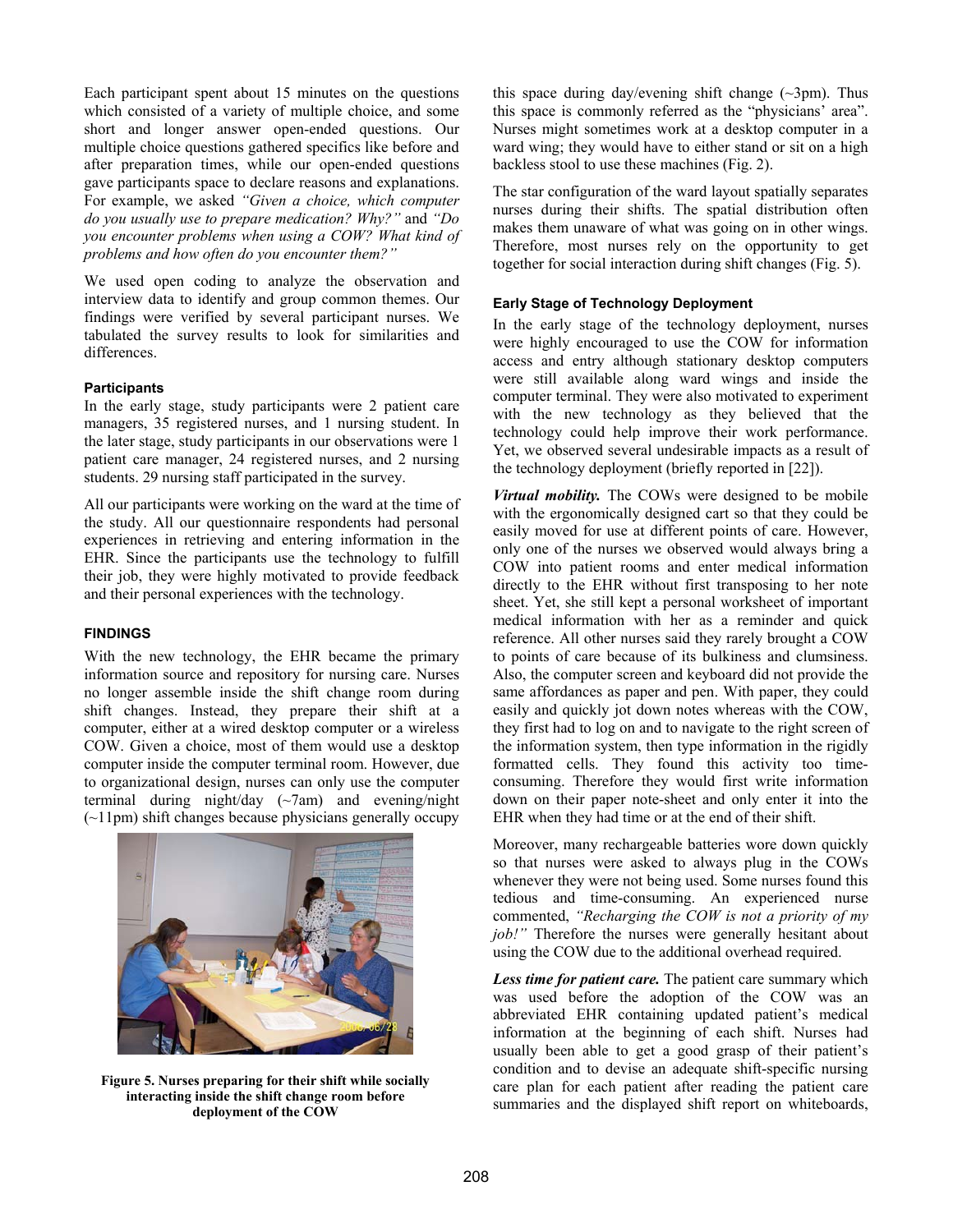Each participant spent about 15 minutes on the questions which consisted of a variety of multiple choice, and some short and longer answer open-ended questions. Our multiple choice questions gathered specifics like before and after preparation times, while our open-ended questions gave participants space to declare reasons and explanations. For example, we asked *"Given a choice, which computer do you usually use to prepare medication? Why?"* and *"Do you encounter problems when using a COW? What kind of problems and how often do you encounter them?"*

We used open coding to analyze the observation and interview data to identify and group common themes. Our findings were verified by several participant nurses. We tabulated the survey results to look for similarities and differences.

#### Participants

In the early stage, study participants were 2 patient care managers, 35 registered nurses, and 1 nursing student. In the later stage, study participants in our observations were 1 patient care manager, 24 registered nurses, and 2 nursing students. 29 nursing staff participated in the survey.

All our participants were working on the ward at the time of the study. All our questionnaire respondents had personal experiences in retrieving and entering information in the EHR. Since the participants use the technology to fulfill their job, they were highly motivated to provide feedback and their personal experiences with the technology.

### FINDINGS

With the new technology, the EHR became the primary information source and repository for nursing care. Nurses no longer assemble inside the shift change room during shift changes. Instead, they prepare their shift at a computer, either at a wired desktop computer or a wireless COW. Given a choice, most of them would use a desktop computer inside the computer terminal room. However, due to organizational design, nurses can only use the computer terminal during night/day (~7am) and evening/night (~11pm) shift changes because physicians generally occupy this space during day/evening shift change (~3pm). Thus this space is commonly referred as the "physicians' area". Nurses might sometimes work at a desktop computer in a ward wing; they would have to either stand or sit on a high backless stool to use these machines (Fig. 2).

**Figure 5. Nurses preparing for their shift while socially interacting inside the shift change room before deployment of the COW**

The star configuration of the ward layout spatially separates nurses during their shifts. The spatial distribution often makes them unaware of what was going on in other wings. Therefore, most nurses rely on the opportunity to get together for social interaction during shift changes (Fig. 5).

#### Early Stage of Technology Deployment

In the early stage of the technology deployment, nurses were highly encouraged to use the COW for information access and entry although stationary desktop computers were still available along ward wings and inside the computer terminal. They were also motivated to experiment with the new technology as they believed that the technology could help improve their work performance. Yet, we observed several undesirable impacts as a result of the technology deployment (briefly reported in [22]).

***Virtual mobility.*** The COWs were designed to be mobile with the ergonomically designed cart so that they could be easily moved for use at different points of care. However, only one of the nurses we observed would always bring a COW into patient rooms and enter medical information directly to the EHR without first transposing to her note sheet. Yet, she still kept a personal worksheet of important medical information with her as a reminder and quick reference. All other nurses said they rarely brought a COW to points of care because of its bulkiness and clumsiness. Also, the computer screen and keyboard did not provide the same affordances as paper and pen. With paper, they could easily and quickly jot down notes whereas with the COW, they first had to log on and to navigate to the right screen of the information system, then type information in the rigidly formatted cells. They found this activity too time-consuming. Therefore they would first write information down on their paper note-sheet and only enter it into the EHR when they had time or at the end of their shift.

Moreover, many rechargeable batteries wore down quickly so that nurses were asked to always plug in the COWs whenever they were not being used. Some nurses found this tedious and time-consuming. An experienced nurse commented, *"Recharging the COW is not a priority of my job!"* Therefore the nurses were generally hesitant about using the COW due to the additional overhead required.

***Less time for patient care.*** The patient care summary which was used before the adoption of the COW was an abbreviated EHR containing updated patient's medical information at the beginning of each shift. Nurses had usually been able to get a good grasp of their patient's condition and to devise an adequate shift-specific nursing care plan for each patient after reading the patient care summaries and the displayed shift report on whiteboards,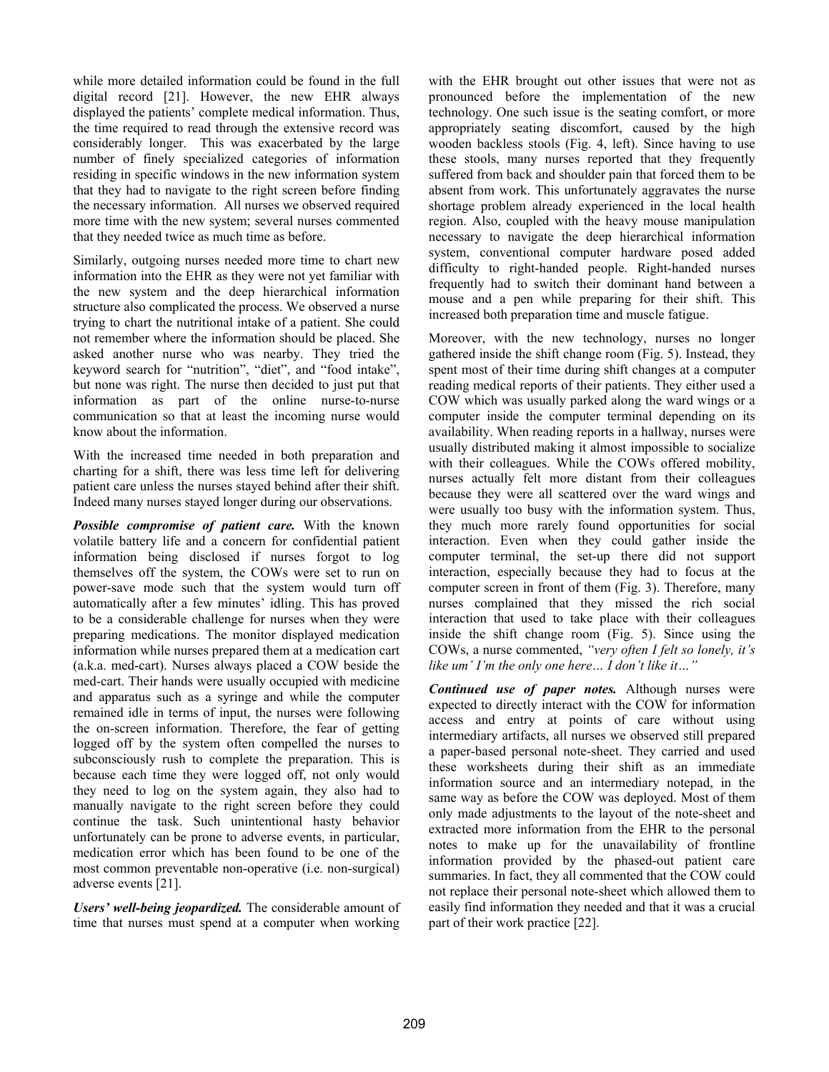while more detailed information could be found in the full digital record [21]. However, the new EHR always displayed the patients' complete medical information. Thus, the time required to read through the extensive record was considerably longer. This was exacerbated by the large number of finely specialized categories of information residing in specific windows in the new information system that they had to navigate to the right screen before finding the necessary information. All nurses we observed required more time with the new system; several nurses commented that they needed twice as much time as before.

Similarly, outgoing nurses needed more time to chart new information into the EHR as they were not yet familiar with the new system and the deep hierarchical information structure also complicated the process. We observed a nurse trying to chart the nutritional intake of a patient. She could not remember where the information should be placed. She asked another nurse who was nearby. They tried the keyword search for "nutrition", "diet", and "food intake", but none was right. The nurse then decided to just put that information as part of the online nurse-to-nurse communication so that at least the incoming nurse would know about the information.

With the increased time needed in both preparation and charting for a shift, there was less time left for delivering patient care unless the nurses stayed behind after their shift. Indeed many nurses stayed longer during our observations.

***Possible compromise of patient care.*** With the known volatile battery life and a concern for confidential patient information being disclosed if nurses forgot to log themselves off the system, the COWs were set to run on power-save mode such that the system would turn off automatically after a few minutes' idling. This has proved to be a considerable challenge for nurses when they were preparing medications. The monitor displayed medication information while nurses prepared them at a medication cart (a.k.a. med-cart). Nurses always placed a COW beside the med-cart. Their hands were usually occupied with medicine and apparatus such as a syringe and while the computer remained idle in terms of input, the nurses were following the on-screen information. Therefore, the fear of getting logged off by the system often compelled the nurses to subconsciously rush to complete the preparation. This is because each time they were logged off, not only would they need to log on the system again, they also had to manually navigate to the right screen before they could continue the task. Such unintentional hasty behavior unfortunately can be prone to adverse events, in particular, medication error which has been found to be one of the most common preventable non-operative (i.e. non-surgical) adverse events [21].

***Users' well-being jeopardized.*** The considerable amount of time that nurses must spend at a computer when working with the EHR brought out other issues that were not as pronounced before the implementation of the new technology. One such issue is the seating comfort, or more appropriately seating discomfort, caused by the high wooden backless stools (Fig. 4, left). Since having to use these stools, many nurses reported that they frequently suffered from back and shoulder pain that forced them to be absent from work. This unfortunately aggravates the nurse shortage problem already experienced in the local health region. Also, coupled with the heavy mouse manipulation necessary to navigate the deep hierarchical information system, conventional computer hardware posed added difficulty to right-handed people. Right-handed nurses frequently had to switch their dominant hand between a mouse and a pen while preparing for their shift. This increased both preparation time and muscle fatigue.

Moreover, with the new technology, nurses no longer gathered inside the shift change room (Fig. 5). Instead, they spent most of their time during shift changes at a computer reading medical reports of their patients. They either used a COW which was usually parked along the ward wings or a computer inside the computer terminal depending on its availability. When reading reports in a hallway, nurses were usually distributed making it almost impossible to socialize with their colleagues. While the COWs offered mobility, nurses actually felt more distant from their colleagues because they were all scattered over the ward wings and were usually too busy with the information system. Thus, they much more rarely found opportunities for social interaction. Even when they could gather inside the computer terminal, the set-up there did not support interaction, especially because they had to focus at the computer screen in front of them (Fig. 3). Therefore, many nurses complained that they missed the rich social interaction that used to take place with their colleagues inside the shift change room (Fig. 5). Since using the COWs, a nurse commented, *"very often I felt so lonely, it's like um' I'm the only one here… I don't like it…"*

***Continued use of paper notes.*** Although nurses were expected to directly interact with the COW for information access and entry at points of care without using intermediary artifacts, all nurses we observed still prepared a paper-based personal note-sheet. They carried and used these worksheets during their shift as an immediate information source and an intermediary notepad, in the same way as before the COW was deployed. Most of them only made adjustments to the layout of the note-sheet and extracted more information from the EHR to the personal notes to make up for the unavailability of frontline information provided by the phased-out patient care summaries. In fact, they all commented that the COW could not replace their personal note-sheet which allowed them to easily find information they needed and that it was a crucial part of their work practice [22].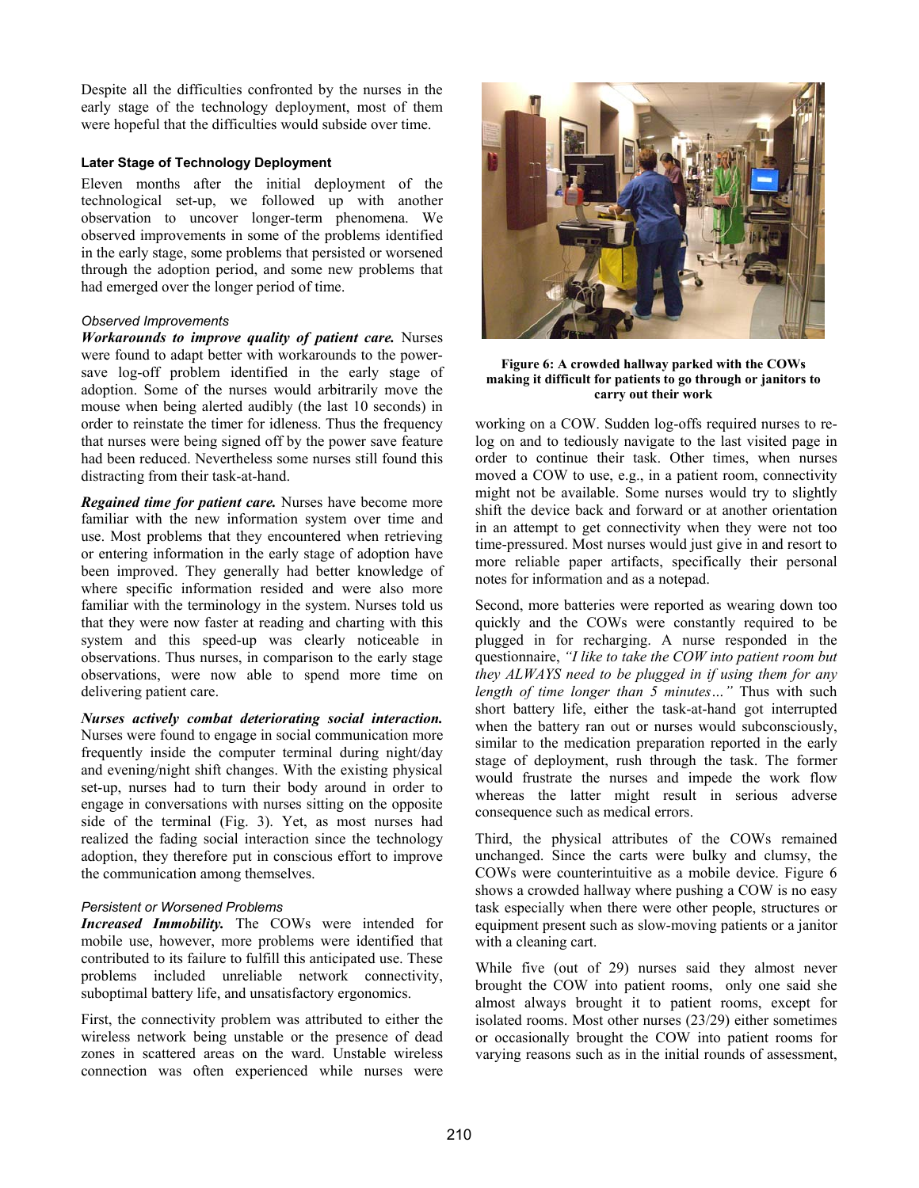Despite all the difficulties confronted by the nurses in the early stage of the technology deployment, most of them were hopeful that the difficulties would subside over time.

### Later Stage of Technology Deployment

Eleven months after the initial deployment of the technological set-up, we followed up with another observation to uncover longer-term phenomena. We observed improvements in some of the problems identified in the early stage, some problems that persisted or worsened through the adoption period, and some new problems that had emerged over the longer period of time.

#### *Observed Improvements*

***Workarounds to improve quality of patient care.*** Nurses were found to adapt better with workarounds to the power-save log-off problem identified in the early stage of adoption. Some of the nurses would arbitrarily move the mouse when being alerted audibly (the last 10 seconds) in order to reinstate the timer for idleness. Thus the frequency that nurses were being signed off by the power save feature had been reduced. Nevertheless some nurses still found this distracting from their task-at-hand.

***Regained time for patient care.*** Nurses have become more familiar with the new information system over time and use. Most problems that they encountered when retrieving or entering information in the early stage of adoption have been improved. They generally had better knowledge of where specific information resided and were also more familiar with the terminology in the system. Nurses told us that they were now faster at reading and charting with this system and this speed-up was clearly noticeable in observations. Thus nurses, in comparison to the early stage observations, were now able to spend more time on delivering patient care.

***Nurses actively combat deteriorating social interaction.*** Nurses were found to engage in social communication more frequently inside the computer terminal during night/day and evening/night shift changes. With the existing physical set-up, nurses had to turn their body around in order to engage in conversations with nurses sitting on the opposite side of the terminal (Fig. 3). Yet, as most nurses had realized the fading social interaction since the technology adoption, they therefore put in conscious effort to improve the communication among themselves.

#### *Persistent or Worsened Problems*

***Increased Immobility.*** The COWs were intended for mobile use, however, more problems were identified that contributed to its failure to fulfill this anticipated use. These problems included unreliable network connectivity, suboptimal battery life, and unsatisfactory ergonomics.

First, the connectivity problem was attributed to either the wireless network being unstable or the presence of dead zones in scattered areas on the ward. Unstable wireless connection was often experienced while nurses were working on a COW. Sudden log-offs required nurses to re-log on and to tediously navigate to the last visited page in order to continue their task. Other times, when nurses moved a COW to use, e.g., in a patient room, connectivity might not be available. Some nurses would try to slightly shift the device back and forward or at another orientation in an attempt to get connectivity when they were not too time-pressured. Most nurses would just give in and resort to more reliable paper artifacts, specifically their personal notes for information and as a notepad.

**Figure 6: A crowded hallway parked with the COWs making it difficult for patients to go through or janitors to carry out their work**

Second, more batteries were reported as wearing down too quickly and the COWs were constantly required to be plugged in for recharging. A nurse responded in the questionnaire, *"I like to take the COW into patient room but they ALWAYS need to be plugged in if using them for any length of time longer than 5 minutes…"* Thus with such short battery life, either the task-at-hand got interrupted when the battery ran out or nurses would subconsciously, similar to the medication preparation reported in the early stage of deployment, rush through the task. The former would frustrate the nurses and impede the work flow whereas the latter might result in serious adverse consequence such as medical errors.

Third, the physical attributes of the COWs remained unchanged. Since the carts were bulky and clumsy, the COWs were counterintuitive as a mobile device. Figure 6 shows a crowded hallway where pushing a COW is no easy task especially when there were other people, structures or equipment present such as slow-moving patients or a janitor with a cleaning cart.

While five (out of 29) nurses said they almost never brought the COW into patient rooms, only one said she almost always brought it to patient rooms, except for isolated rooms. Most other nurses (23/29) either sometimes or occasionally brought the COW into patient rooms for varying reasons such as in the initial rounds of assessment,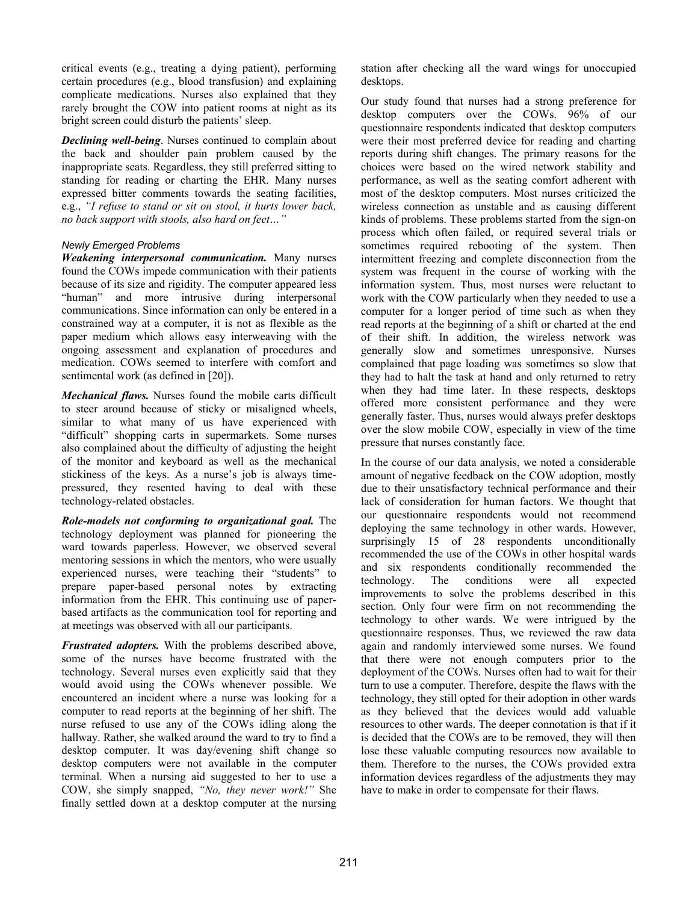critical events (e.g., treating a dying patient), performing certain procedures (e.g., blood transfusion) and explaining complicate medications. Nurses also explained that they rarely brought the COW into patient rooms at night as its bright screen could disturb the patients' sleep.

***Declining well-being***. Nurses continued to complain about the back and shoulder pain problem caused by the inappropriate seats. Regardless, they still preferred sitting to standing for reading or charting the EHR. Many nurses expressed bitter comments towards the seating facilities, e.g., *"I refuse to stand or sit on stool, it hurts lower back, no back support with stools, also hard on feet…"*

#### *Newly Emerged Problems*

***Weakening interpersonal communication.*** Many nurses found the COWs impede communication with their patients because of its size and rigidity. The computer appeared less "human" and more intrusive during interpersonal communications. Since information can only be entered in a constrained way at a computer, it is not as flexible as the paper medium which allows easy interweaving with the ongoing assessment and explanation of procedures and medication. COWs seemed to interfere with comfort and sentimental work (as defined in [20]).

***Mechanical flaws.*** Nurses found the mobile carts difficult to steer around because of sticky or misaligned wheels, similar to what many of us have experienced with "difficult" shopping carts in supermarkets. Some nurses also complained about the difficulty of adjusting the height of the monitor and keyboard as well as the mechanical stickiness of the keys. As a nurse's job is always time-pressured, they resented having to deal with these technology-related obstacles.

***Role-models not conforming to organizational goal.*** The technology deployment was planned for pioneering the ward towards paperless. However, we observed several mentoring sessions in which the mentors, who were usually experienced nurses, were teaching their "students" to prepare paper-based personal notes by extracting information from the EHR. This continuing use of paper-based artifacts as the communication tool for reporting and at meetings was observed with all our participants.

***Frustrated adopters.*** With the problems described above, some of the nurses have become frustrated with the technology. Several nurses even explicitly said that they would avoid using the COWs whenever possible. We encountered an incident where a nurse was looking for a computer to read reports at the beginning of her shift. The nurse refused to use any of the COWs idling along the hallway. Rather, she walked around the ward to try to find a desktop computer. It was day/evening shift change so desktop computers were not available in the computer terminal. When a nursing aid suggested to her to use a COW, she simply snapped, *"No, they never work!"* She finally settled down at a desktop computer at the nursing station after checking all the ward wings for unoccupied desktops.

Our study found that nurses had a strong preference for desktop computers over the COWs. 96% of our questionnaire respondents indicated that desktop computers were their most preferred device for reading and charting reports during shift changes. The primary reasons for the choices were based on the wired network stability and performance, as well as the seating comfort adherent with most of the desktop computers. Most nurses criticized the wireless connection as unstable and as causing different kinds of problems. These problems started from the sign-on process which often failed, or required several trials or sometimes required rebooting of the system. Then intermittent freezing and complete disconnection from the system was frequent in the course of working with the information system. Thus, most nurses were reluctant to work with the COW particularly when they needed to use a computer for a longer period of time such as when they read reports at the beginning of a shift or charted at the end of their shift. In addition, the wireless network was generally slow and sometimes unresponsive. Nurses complained that page loading was sometimes so slow that they had to halt the task at hand and only returned to retry when they had time later. In these respects, desktops offered more consistent performance and they were generally faster. Thus, nurses would always prefer desktops over the slow mobile COW, especially in view of the time pressure that nurses constantly face.

In the course of our data analysis, we noted a considerable amount of negative feedback on the COW adoption, mostly due to their unsatisfactory technical performance and their lack of consideration for human factors. We thought that our questionnaire respondents would not recommend deploying the same technology in other wards. However, surprisingly 15 of 28 respondents unconditionally recommended the use of the COWs in other hospital wards and six respondents conditionally recommended the technology. The conditions were all expected improvements to solve the problems described in this section. Only four were firm on not recommending the technology to other wards. We were intrigued by the questionnaire responses. Thus, we reviewed the raw data again and randomly interviewed some nurses. We found that there were not enough computers prior to the deployment of the COWs. Nurses often had to wait for their turn to use a computer. Therefore, despite the flaws with the technology, they still opted for their adoption in other wards as they believed that the devices would add valuable resources to other wards. The deeper connotation is that if it is decided that the COWs are to be removed, they will then lose these valuable computing resources now available to them. Therefore to the nurses, the COWs provided extra information devices regardless of the adjustments they may have to make in order to compensate for their flaws.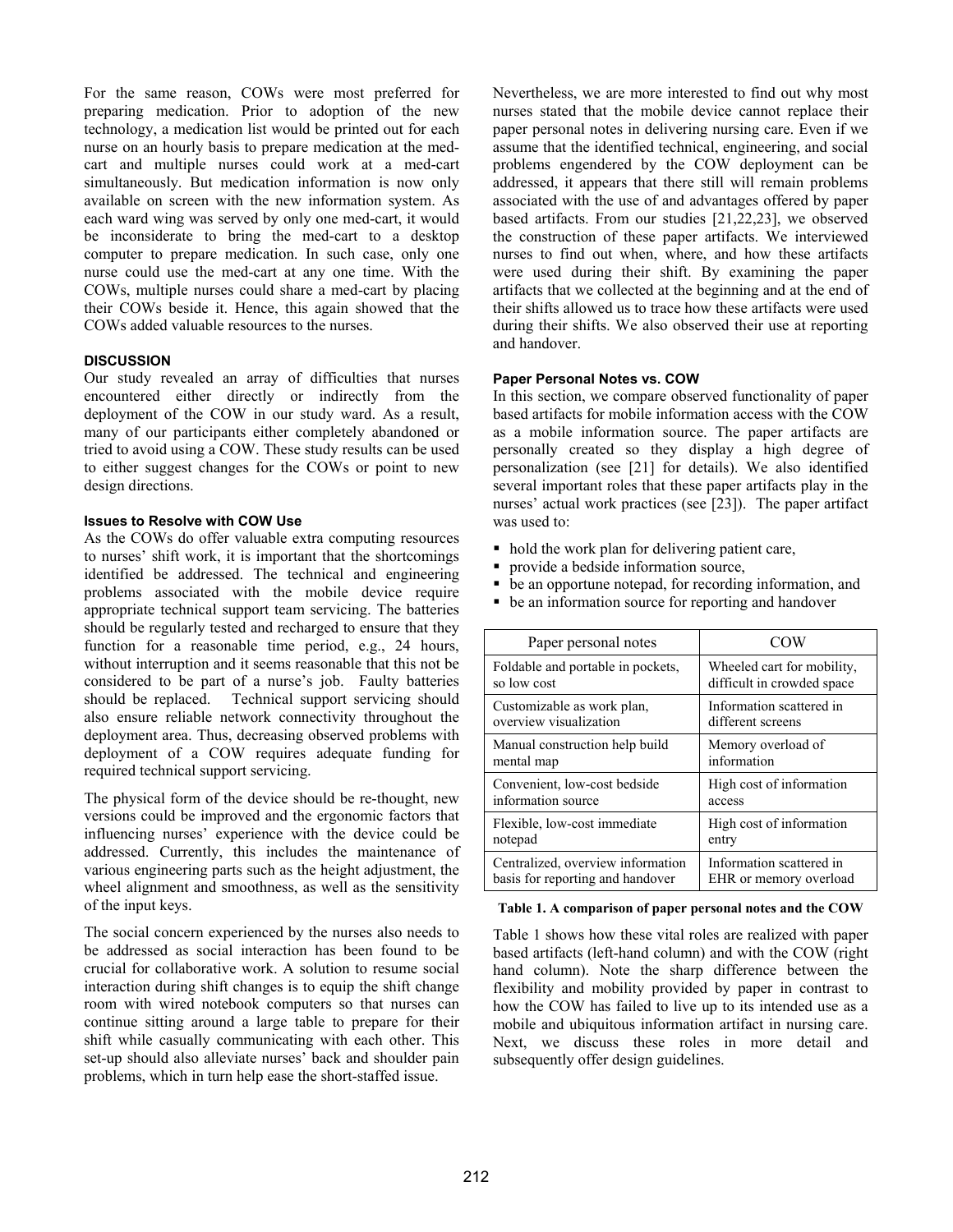For the same reason, COWs were most preferred for preparing medication. Prior to adoption of the new technology, a medication list would be printed out for each nurse on an hourly basis to prepare medication at the med-cart and multiple nurses could work at a med-cart simultaneously. But medication information is now only available on screen with the new information system. As each ward wing was served by only one med-cart, it would be inconsiderate to bring the med-cart to a desktop computer to prepare medication. In such case, only one nurse could use the med-cart at any one time. With the COWs, multiple nurses could share a med-cart by placing their COWs beside it. Hence, this again showed that the COWs added valuable resources to the nurses.

## DISCUSSION

Our study revealed an array of difficulties that nurses encountered either directly or indirectly from the deployment of the COW in our study ward. As a result, many of our participants either completely abandoned or tried to avoid using a COW. These study results can be used to either suggest changes for the COWs or point to new design directions.

### Issues to Resolve with COW Use

As the COWs do offer valuable extra computing resources to nurses' shift work, it is important that the shortcomings identified be addressed. The technical and engineering problems associated with the mobile device require appropriate technical support team servicing. The batteries should be regularly tested and recharged to ensure that they function for a reasonable time period, e.g., 24 hours, without interruption and it seems reasonable that this not be considered to be part of a nurse's job. Faulty batteries should be replaced. Technical support servicing should also ensure reliable network connectivity throughout the deployment area. Thus, decreasing observed problems with deployment of a COW requires adequate funding for required technical support servicing.

The physical form of the device should be re-thought, new versions could be improved and the ergonomic factors that influencing nurses' experience with the device could be addressed. Currently, this includes the maintenance of various engineering parts such as the height adjustment, the wheel alignment and smoothness, as well as the sensitivity of the input keys.

The social concern experienced by the nurses also needs to be addressed as social interaction has been found to be crucial for collaborative work. A solution to resume social interaction during shift changes is to equip the shift change room with wired notebook computers so that nurses can continue sitting around a large table to prepare for their shift while casually communicating with each other. This set-up should also alleviate nurses' back and shoulder pain problems, which in turn help ease the short-staffed issue.

Nevertheless, we are more interested to find out why most nurses stated that the mobile device cannot replace their paper personal notes in delivering nursing care. Even if we assume that the identified technical, engineering, and social problems engendered by the COW deployment can be addressed, it appears that there still will remain problems associated with the use of and advantages offered by paper based artifacts. From our studies [21,22,23], we observed the construction of these paper artifacts. We interviewed nurses to find out when, where, and how these artifacts were used during their shift. By examining the paper artifacts that we collected at the beginning and at the end of their shifts allowed us to trace how these artifacts were used during their shifts. We also observed their use at reporting and handover.

### Paper Personal Notes vs. COW

In this section, we compare observed functionality of paper based artifacts for mobile information access with the COW as a mobile information source. The paper artifacts are personally created so they display a high degree of personalization (see [21] for details). We also identified several important roles that these paper artifacts play in the nurses' actual work practices (see [23]). The paper artifact was used to:

- hold the work plan for delivering patient care,
- provide a bedside information source,
- be an opportune notepad, for recording information, and
- be an information source for reporting and handover

| Paper personal notes | COW |
|---|---|
| Foldable and portable in pockets, so low cost | Wheeled cart for mobility, difficult in crowded space |
| Customizable as work plan, overview visualization | Information scattered in different screens |
| Manual construction help build mental map | Memory overload of information |
| Convenient, low-cost bedside information source | High cost of information access |
| Flexible, low-cost immediate notepad | High cost of information entry |
| Centralized, overview information basis for reporting and handover | Information scattered in EHR or memory overload |

**Table 1. A comparison of paper personal notes and the COW**

Table 1 shows how these vital roles are realized with paper based artifacts (left-hand column) and with the COW (right hand column). Note the sharp difference between the flexibility and mobility provided by paper in contrast to how the COW has failed to live up to its intended use as a mobile and ubiquitous information artifact in nursing care. Next, we discuss these roles in more detail and subsequently offer design guidelines.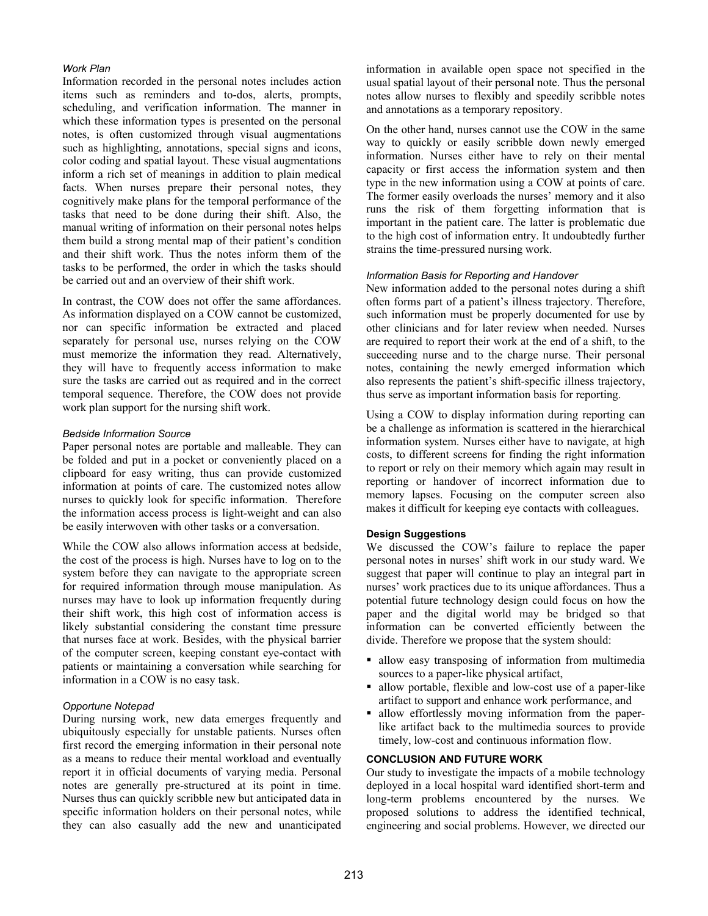#### *Work Plan*

Information recorded in the personal notes includes action items such as reminders and to-dos, alerts, prompts, scheduling, and verification information. The manner in which these information types is presented on the personal notes, is often customized through visual augmentations such as highlighting, annotations, special signs and icons, color coding and spatial layout. These visual augmentations inform a rich set of meanings in addition to plain medical facts. When nurses prepare their personal notes, they cognitively make plans for the temporal performance of the tasks that need to be done during their shift. Also, the manual writing of information on their personal notes helps them build a strong mental map of their patient's condition and their shift work. Thus the notes inform them of the tasks to be performed, the order in which the tasks should be carried out and an overview of their shift work.

In contrast, the COW does not offer the same affordances. As information displayed on a COW cannot be customized, nor can specific information be extracted and placed separately for personal use, nurses relying on the COW must memorize the information they read. Alternatively, they will have to frequently access information to make sure the tasks are carried out as required and in the correct temporal sequence. Therefore, the COW does not provide work plan support for the nursing shift work.

#### *Bedside Information Source*

Paper personal notes are portable and malleable. They can be folded and put in a pocket or conveniently placed on a clipboard for easy writing, thus can provide customized information at points of care. The customized notes allow nurses to quickly look for specific information. Therefore the information access process is light-weight and can also be easily interwoven with other tasks or a conversation.

While the COW also allows information access at bedside, the cost of the process is high. Nurses have to log on to the system before they can navigate to the appropriate screen for required information through mouse manipulation. As nurses may have to look up information frequently during their shift work, this high cost of information access is likely substantial considering the constant time pressure that nurses face at work. Besides, with the physical barrier of the computer screen, keeping constant eye-contact with patients or maintaining a conversation while searching for information in a COW is no easy task.

#### *Opportune Notepad*

During nursing work, new data emerges frequently and ubiquitously especially for unstable patients. Nurses often first record the emerging information in their personal note as a means to reduce their mental workload and eventually report it in official documents of varying media. Personal notes are generally pre-structured at its point in time. Nurses thus can quickly scribble new but anticipated data in specific information holders on their personal notes, while they can also casually add the new and unanticipated information in available open space not specified in the usual spatial layout of their personal note. Thus the personal notes allow nurses to flexibly and speedily scribble notes and annotations as a temporary repository.

On the other hand, nurses cannot use the COW in the same way to quickly or easily scribble down newly emerged information. Nurses either have to rely on their mental capacity or first access the information system and then type in the new information using a COW at points of care. The former easily overloads the nurses' memory and it also runs the risk of them forgetting information that is important in the patient care. The latter is problematic due to the high cost of information entry. It undoubtedly further strains the time-pressured nursing work.

#### *Information Basis for Reporting and Handover*

New information added to the personal notes during a shift often forms part of a patient's illness trajectory. Therefore, such information must be properly documented for use by other clinicians and for later review when needed. Nurses are required to report their work at the end of a shift, to the succeeding nurse and to the charge nurse. Their personal notes, containing the newly emerged information which also represents the patient's shift-specific illness trajectory, thus serve as important information basis for reporting.

Using a COW to display information during reporting can be a challenge as information is scattered in the hierarchical information system. Nurses either have to navigate, at high costs, to different screens for finding the right information to report or rely on their memory which again may result in reporting or handover of incorrect information due to memory lapses. Focusing on the computer screen also makes it difficult for keeping eye contacts with colleagues.

### Design Suggestions

We discussed the COW's failure to replace the paper personal notes in nurses' shift work in our study ward. We suggest that paper will continue to play an integral part in nurses' work practices due to its unique affordances. Thus a potential future technology design could focus on how the paper and the digital world may be bridged so that information can be converted efficiently between the divide. Therefore we propose that the system should:

- allow easy transposing of information from multimedia sources to a paper-like physical artifact,
- allow portable, flexible and low-cost use of a paper-like artifact to support and enhance work performance, and
- allow effortlessly moving information from the paper-like artifact back to the multimedia sources to provide timely, low-cost and continuous information flow.

## CONCLUSION AND FUTURE WORK

Our study to investigate the impacts of a mobile technology deployed in a local hospital ward identified short-term and long-term problems encountered by the nurses. We proposed solutions to address the identified technical, engineering and social problems. However, we directed our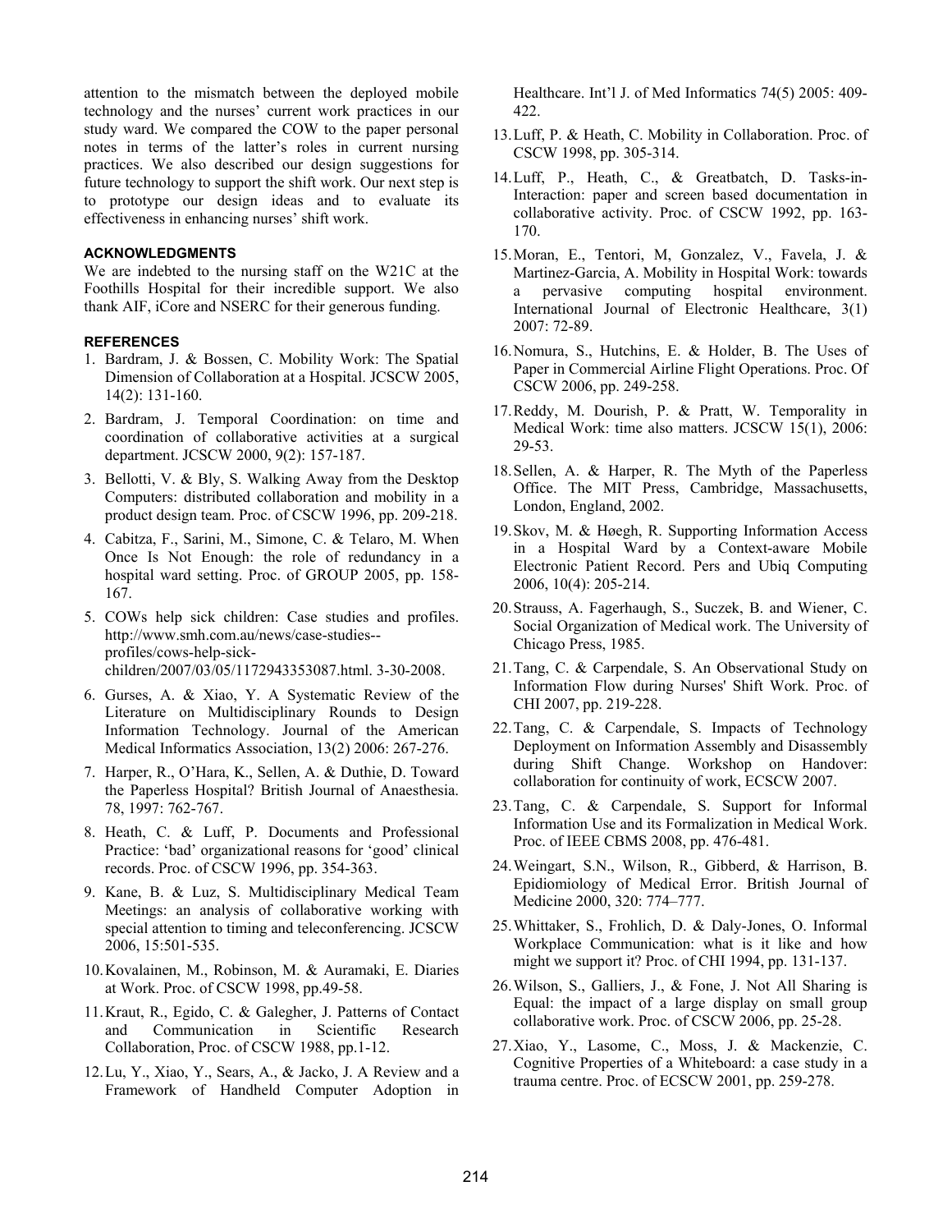attention to the mismatch between the deployed mobile technology and the nurses' current work practices in our study ward. We compared the COW to the paper personal notes in terms of the latter's roles in current nursing practices. We also described our design suggestions for future technology to support the shift work. Our next step is to prototype our design ideas and to evaluate its effectiveness in enhancing nurses' shift work.

#### ACKNOWLEDGMENTS

We are indebted to the nursing staff on the W21C at the Foothills Hospital for their incredible support. We also thank AIF, iCore and NSERC for their generous funding.

#### REFERENCES

1. Bardram, J. & Bossen, C. Mobility Work: The Spatial Dimension of Collaboration at a Hospital. JCSCW 2005, 14(2): 131-160.
2. Bardram, J. Temporal Coordination: on time and coordination of collaborative activities at a surgical department. JCSCW 2000, 9(2): 157-187.
3. Bellotti, V. & Bly, S. Walking Away from the Desktop Computers: distributed collaboration and mobility in a product design team. Proc. of CSCW 1996, pp. 209-218.
4. Cabitza, F., Sarini, M., Simone, C. & Telaro, M. When Once Is Not Enough: the role of redundancy in a hospital ward setting. Proc. of GROUP 2005, pp. 158-167.
5. COWs help sick children: Case studies and profiles. http://www.smh.com.au/news/case-studies--profiles/cows-help-sick-children/2007/03/05/1172943353087.html. 3-30-2008.
6. Gurses, A. & Xiao, Y. A Systematic Review of the Literature on Multidisciplinary Rounds to Design Information Technology. Journal of the American Medical Informatics Association, 13(2) 2006: 267-276.
7. Harper, R., O'Hara, K., Sellen, A. & Duthie, D. Toward the Paperless Hospital? British Journal of Anaesthesia. 78, 1997: 762-767.
8. Heath, C. & Luff, P. Documents and Professional Practice: 'bad' organizational reasons for 'good' clinical records. Proc. of CSCW 1996, pp. 354-363.
9. Kane, B. & Luz, S. Multidisciplinary Medical Team Meetings: an analysis of collaborative working with special attention to timing and teleconferencing. JCSCW 2006, 15:501-535.
10. Kovalainen, M., Robinson, M. & Auramaki, E. Diaries at Work. Proc. of CSCW 1998, pp.49-58.
11. Kraut, R., Egido, C. & Galegher, J. Patterns of Contact and Communication in Scientific Research Collaboration, Proc. of CSCW 1988, pp.1-12.
12. Lu, Y., Xiao, Y., Sears, A., & Jacko, J. A Review and a Framework of Handheld Computer Adoption in Healthcare. Int'l J. of Med Informatics 74(5) 2005: 409-422.
13. Luff, P. & Heath, C. Mobility in Collaboration. Proc. of CSCW 1998, pp. 305-314.
14. Luff, P., Heath, C., & Greatbatch, D. Tasks-in-Interaction: paper and screen based documentation in collaborative activity. Proc. of CSCW 1992, pp. 163-170.
15. Moran, E., Tentori, M, Gonzalez, V., Favela, J. & Martinez-Garcia, A. Mobility in Hospital Work: towards a pervasive computing hospital environment. International Journal of Electronic Healthcare, 3(1) 2007: 72-89.
16. Nomura, S., Hutchins, E. & Holder, B. The Uses of Paper in Commercial Airline Flight Operations. Proc. Of CSCW 2006, pp. 249-258.
17. Reddy, M. Dourish, P. & Pratt, W. Temporality in Medical Work: time also matters. JCSCW 15(1), 2006: 29-53.
18. Sellen, A. & Harper, R. The Myth of the Paperless Office. The MIT Press, Cambridge, Massachusetts, London, England, 2002.
19. Skov, M. & Høegh, R. Supporting Information Access in a Hospital Ward by a Context-aware Mobile Electronic Patient Record. Pers and Ubiq Computing 2006, 10(4): 205-214.
20. Strauss, A. Fagerhaugh, S., Suczek, B. and Wiener, C. Social Organization of Medical work. The University of Chicago Press, 1985.
21. Tang, C. & Carpendale, S. An Observational Study on Information Flow during Nurses' Shift Work. Proc. of CHI 2007, pp. 219-228.
22. Tang, C. & Carpendale, S. Impacts of Technology Deployment on Information Assembly and Disassembly during Shift Change. Workshop on Handover: collaboration for continuity of work, ECSCW 2007.
23. Tang, C. & Carpendale, S. Support for Informal Information Use and its Formalization in Medical Work. Proc. of IEEE CBMS 2008, pp. 476-481.
24. Weingart, S.N., Wilson, R., Gibberd, & Harrison, B. Epidiomiology of Medical Error. British Journal of Medicine 2000, 320: 774–777.
25. Whittaker, S., Frohlich, D. & Daly-Jones, O. Informal Workplace Communication: what is it like and how might we support it? Proc. of CHI 1994, pp. 131-137.
26. Wilson, S., Galliers, J., & Fone, J. Not All Sharing is Equal: the impact of a large display on small group collaborative work. Proc. of CSCW 2006, pp. 25-28.
27. Xiao, Y., Lasome, C., Moss, J. & Mackenzie, C. Cognitive Properties of a Whiteboard: a case study in a trauma centre. Proc. of ECSCW 2001, pp. 259-278.